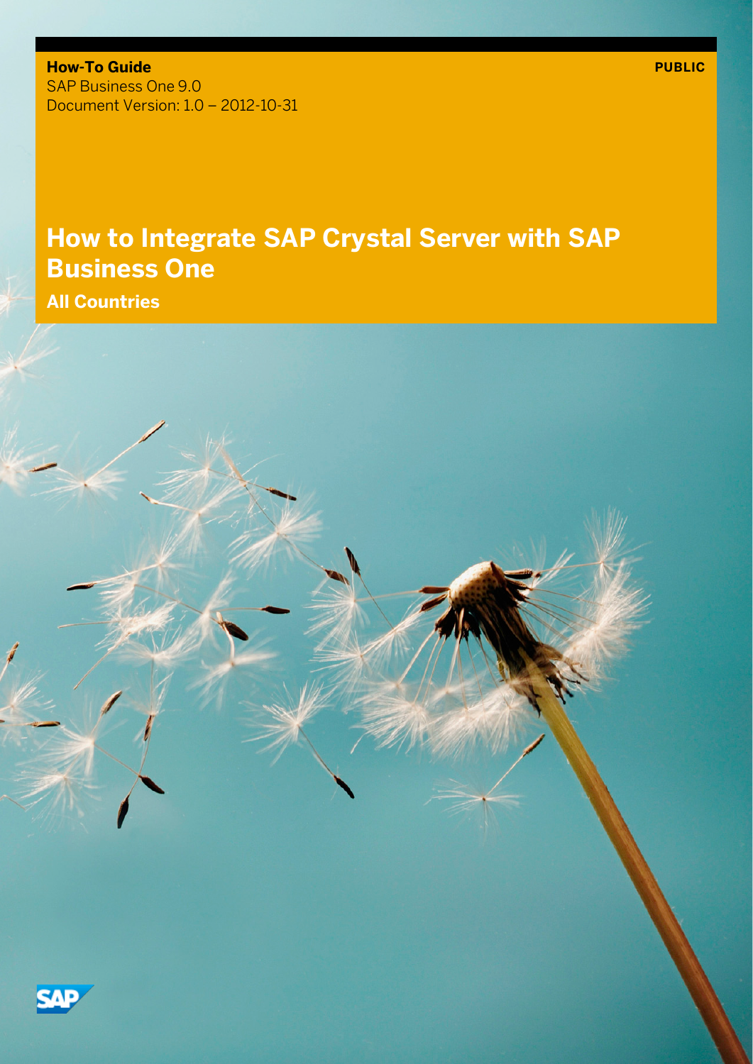**How-To Guide**
SAP Business One 9.0
Document Version: 1.0 – 2012-10-31

**PUBLIC**

# How to Integrate SAP Crystal Server with SAP Business One

**All Countries**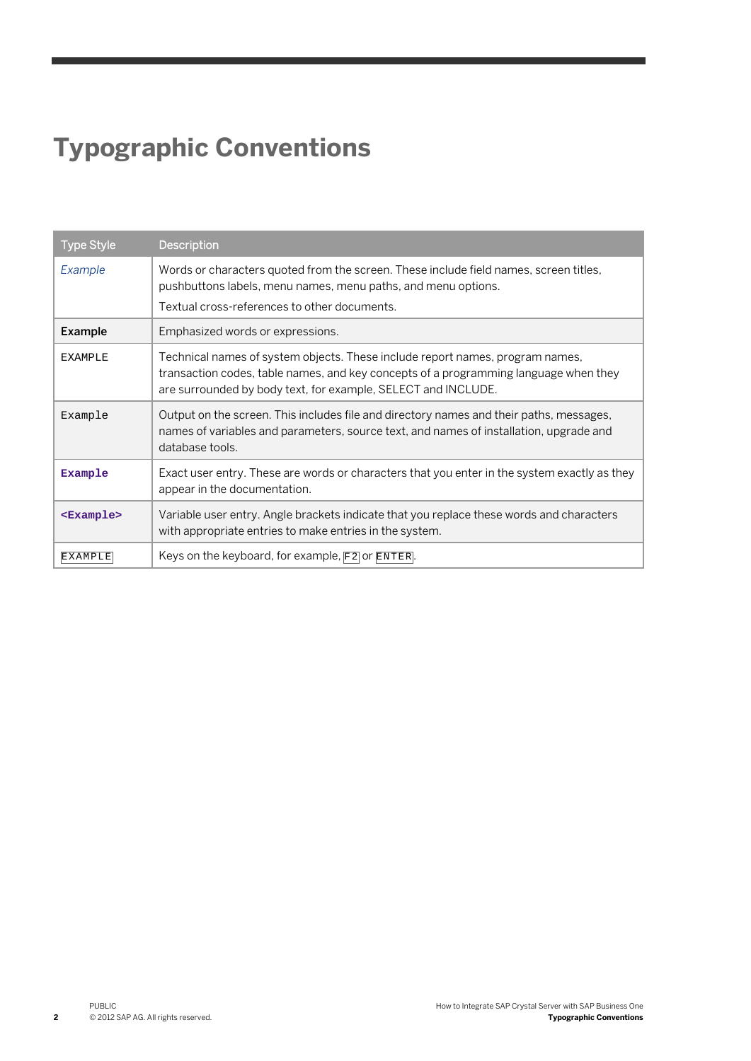# Typographic Conventions

| Type Style | Description |
| --- | --- |
| *Example* | Words or characters quoted from the screen. These include field names, screen titles, pushbuttons labels, menu names, menu paths, and menu options.<br>Textual cross-references to other documents. |
| **Example** | Emphasized words or expressions. |
| EXAMPLE | Technical names of system objects. These include report names, program names, transaction codes, table names, and key concepts of a programming language when they are surrounded by body text, for example, SELECT and INCLUDE. |
| `Example` | Output on the screen. This includes file and directory names and their paths, messages, names of variables and parameters, source text, and names of installation, upgrade and database tools. |
| **`Example`** | Exact user entry. These are words or characters that you enter in the system exactly as they appear in the documentation. |
| **`<Example>`** | Variable user entry. Angle brackets indicate that you replace these words and characters with appropriate entries to make entries in the system. |
| `EXAMPLE` | Keys on the keyboard, for example, `F2` or `ENTER`. |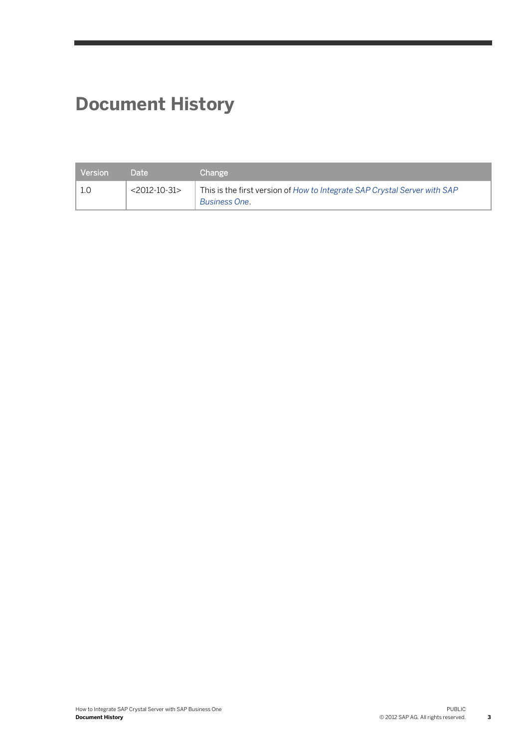# Document History

| Version | Date | Change |
| --- | --- | --- |
| 1.0 | <2012-10-31> | This is the first version of *How to Integrate SAP Crystal Server with SAP Business One*. |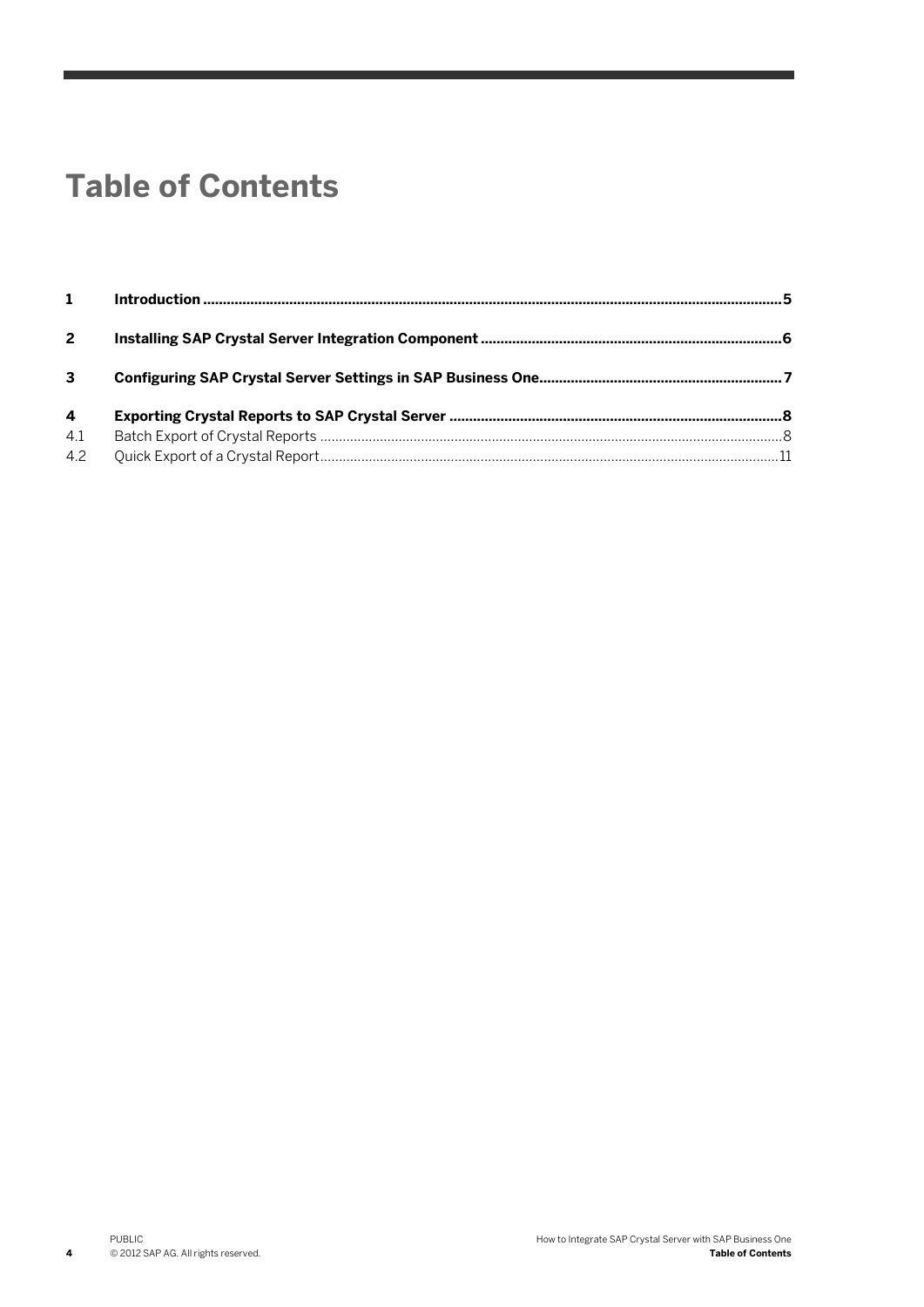# Table of Contents

| | | |
|---|---|---|
| **1** | **Introduction** | **5** |
| **2** | **Installing SAP Crystal Server Integration Component** | **6** |
| **3** | **Configuring SAP Crystal Server Settings in SAP Business One** | **7** |
| **4** | **Exporting Crystal Reports to SAP Crystal Server** | **8** |
| 4.1 | Batch Export of Crystal Reports | 8 |
| 4.2 | Quick Export of a Crystal Report | 11 |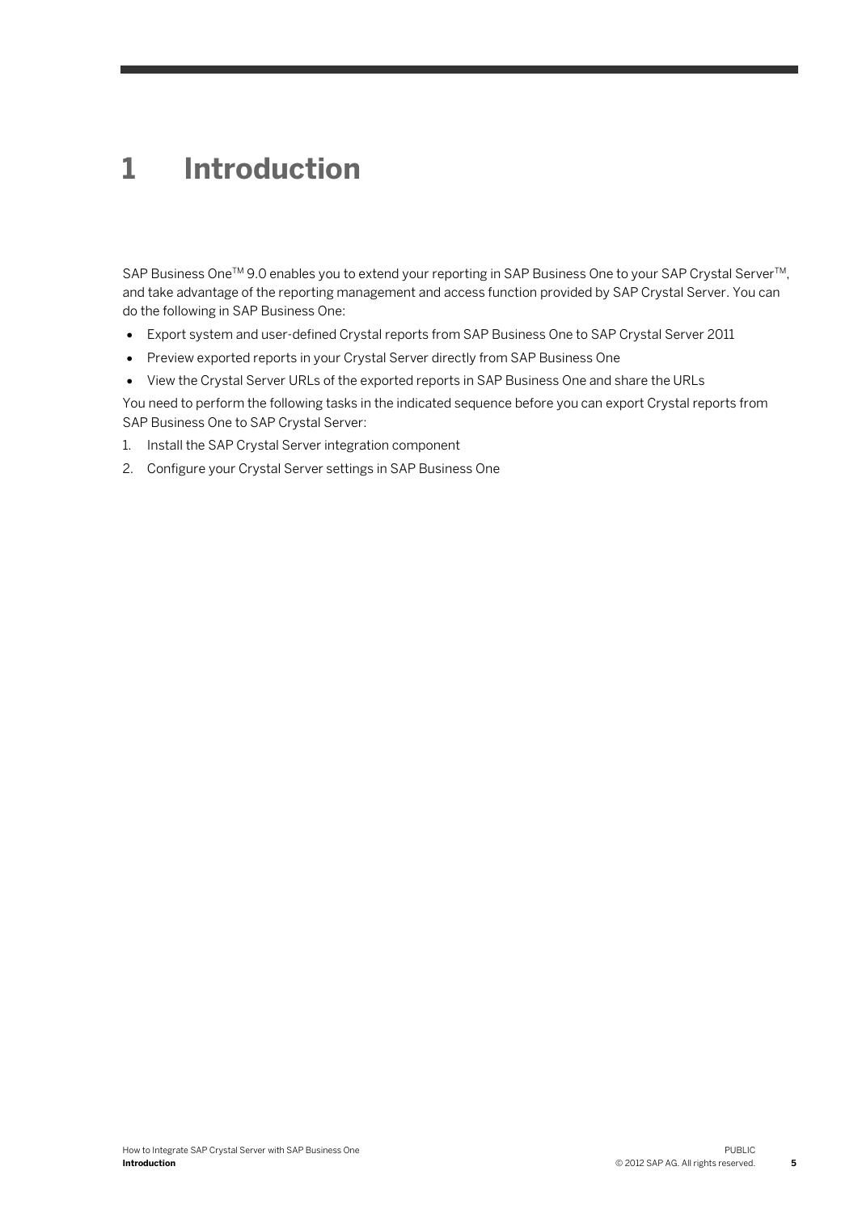# 1 Introduction

SAP Business One™ 9.0 enables you to extend your reporting in SAP Business One to your SAP Crystal Server™, and take advantage of the reporting management and access function provided by SAP Crystal Server. You can do the following in SAP Business One:

- Export system and user-defined Crystal reports from SAP Business One to SAP Crystal Server 2011
- Preview exported reports in your Crystal Server directly from SAP Business One
- View the Crystal Server URLs of the exported reports in SAP Business One and share the URLs

You need to perform the following tasks in the indicated sequence before you can export Crystal reports from SAP Business One to SAP Crystal Server:

1. Install the SAP Crystal Server integration component
2. Configure your Crystal Server settings in SAP Business One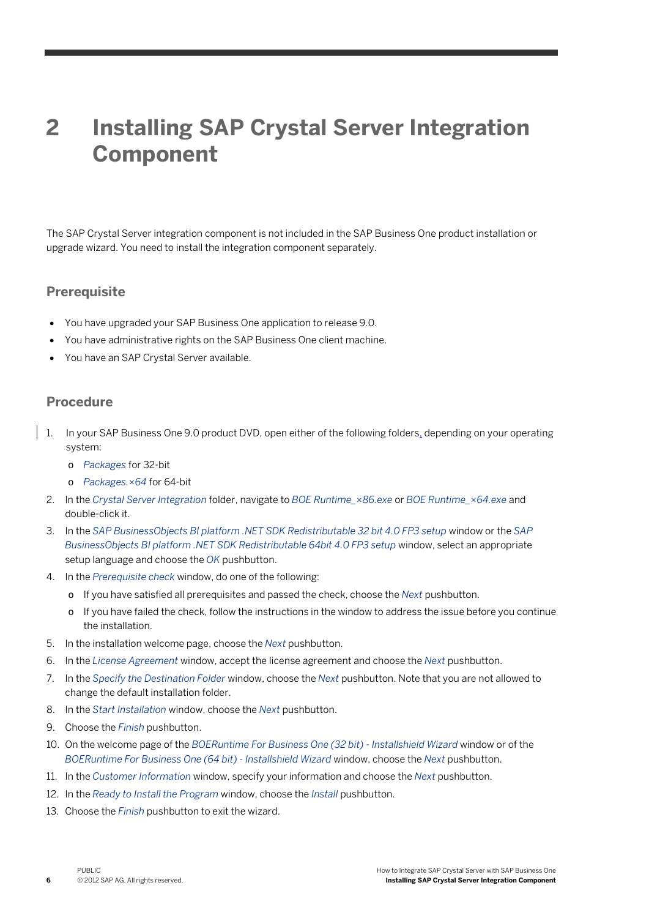# 2 Installing SAP Crystal Server Integration Component

The SAP Crystal Server integration component is not included in the SAP Business One product installation or upgrade wizard. You need to install the integration component separately.

## Prerequisite

- You have upgraded your SAP Business One application to release 9.0.
- You have administrative rights on the SAP Business One client machine.
- You have an SAP Crystal Server available.

## Procedure

1. In your SAP Business One 9.0 product DVD, open either of the following folders, depending on your operating system:
   - *Packages* for 32-bit
   - *Packages.×64* for 64-bit
2. In the *Crystal Server Integration* folder, navigate to *BOE Runtime_×86.exe* or *BOE Runtime_×64.exe* and double-click it.
3. In the *SAP BusinessObjects BI platform .NET SDK Redistributable 32 bit 4.0 FP3 setup* window or the *SAP BusinessObjects BI platform .NET SDK Redistributable 64bit 4.0 FP3 setup* window, select an appropriate setup language and choose the *OK* pushbutton.
4. In the *Prerequisite check* window, do one of the following:
   - If you have satisfied all prerequisites and passed the check, choose the *Next* pushbutton.
   - If you have failed the check, follow the instructions in the window to address the issue before you continue the installation.
5. In the installation welcome page, choose the *Next* pushbutton.
6. In the *License Agreement* window, accept the license agreement and choose the *Next* pushbutton.
7. In the *Specify the Destination Folder* window, choose the *Next* pushbutton. Note that you are not allowed to change the default installation folder.
8. In the *Start Installation* window, choose the *Next* pushbutton.
9. Choose the *Finish* pushbutton.
10. On the welcome page of the *BOERuntime For Business One (32 bit) - Installshield Wizard* window or of the *BOERuntime For Business One (64 bit) - Installshield Wizard* window, choose the *Next* pushbutton.
11. In the *Customer Information* window, specify your information and choose the *Next* pushbutton.
12. In the *Ready to Install the Program* window, choose the *Install* pushbutton.
13. Choose the *Finish* pushbutton to exit the wizard.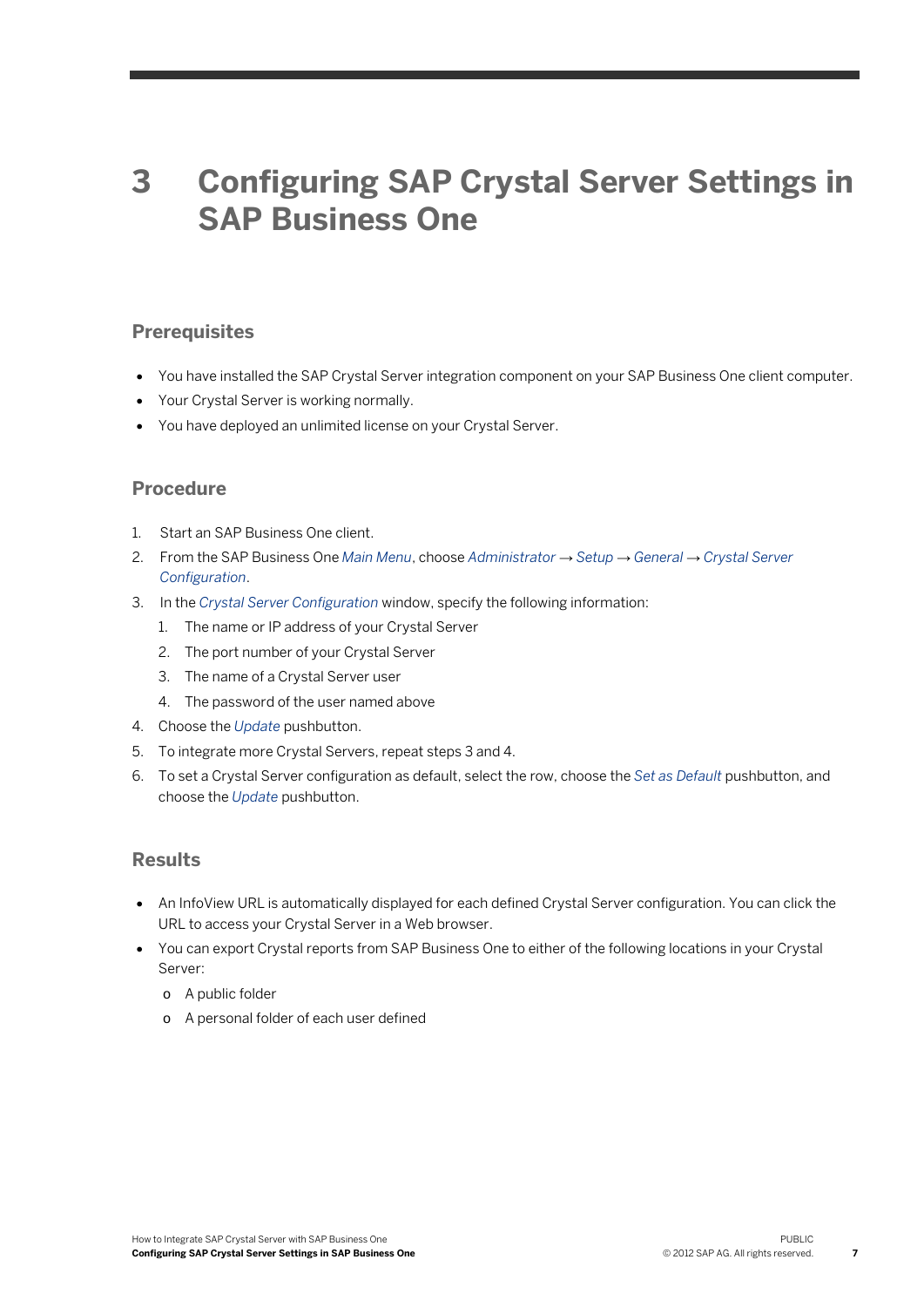# 3 Configuring SAP Crystal Server Settings in SAP Business One

## Prerequisites

- You have installed the SAP Crystal Server integration component on your SAP Business One client computer.
- Your Crystal Server is working normally.
- You have deployed an unlimited license on your Crystal Server.

## Procedure

1. Start an SAP Business One client.
2. From the SAP Business One *Main Menu*, choose *Administrator* → *Setup* → *General* → *Crystal Server Configuration*.
3. In the *Crystal Server Configuration* window, specify the following information:
   1. The name or IP address of your Crystal Server
   2. The port number of your Crystal Server
   3. The name of a Crystal Server user
   4. The password of the user named above
4. Choose the *Update* pushbutton.
5. To integrate more Crystal Servers, repeat steps 3 and 4.
6. To set a Crystal Server configuration as default, select the row, choose the *Set as Default* pushbutton, and choose the *Update* pushbutton.

## Results

- An InfoView URL is automatically displayed for each defined Crystal Server configuration. You can click the URL to access your Crystal Server in a Web browser.
- You can export Crystal reports from SAP Business One to either of the following locations in your Crystal Server:
  - A public folder
  - A personal folder of each user defined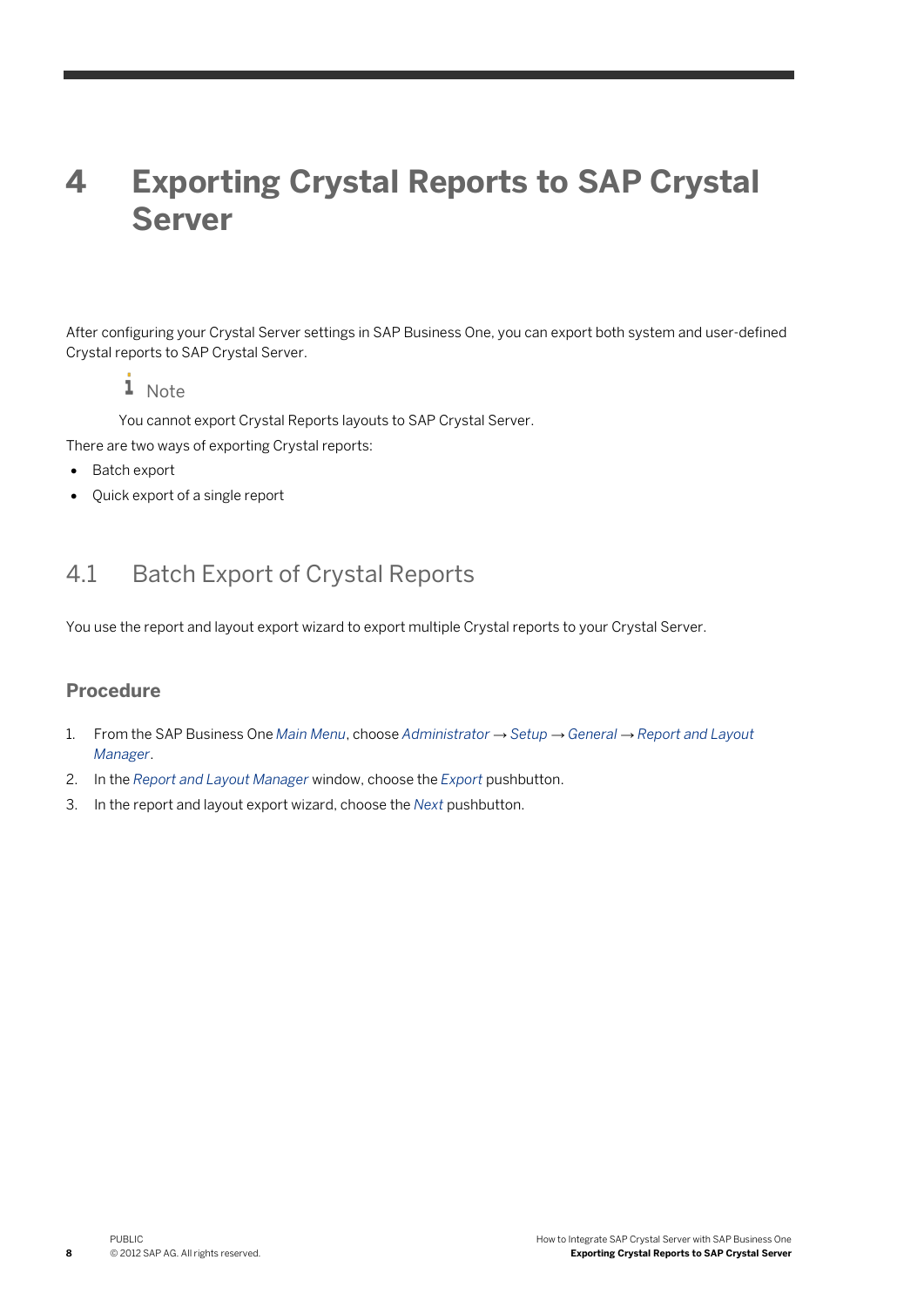# 4 Exporting Crystal Reports to SAP Crystal Server

After configuring your Crystal Server settings in SAP Business One, you can export both system and user-defined Crystal reports to SAP Crystal Server.

> **Note**
>
> You cannot export Crystal Reports layouts to SAP Crystal Server.

There are two ways of exporting Crystal reports:

- Batch export
- Quick export of a single report

## 4.1 Batch Export of Crystal Reports

You use the report and layout export wizard to export multiple Crystal reports to your Crystal Server.

### Procedure

1. From the SAP Business One *Main Menu*, choose *Administrator* → *Setup* → *General* → *Report and Layout Manager*.
2. In the *Report and Layout Manager* window, choose the *Export* pushbutton.
3. In the report and layout export wizard, choose the *Next* pushbutton.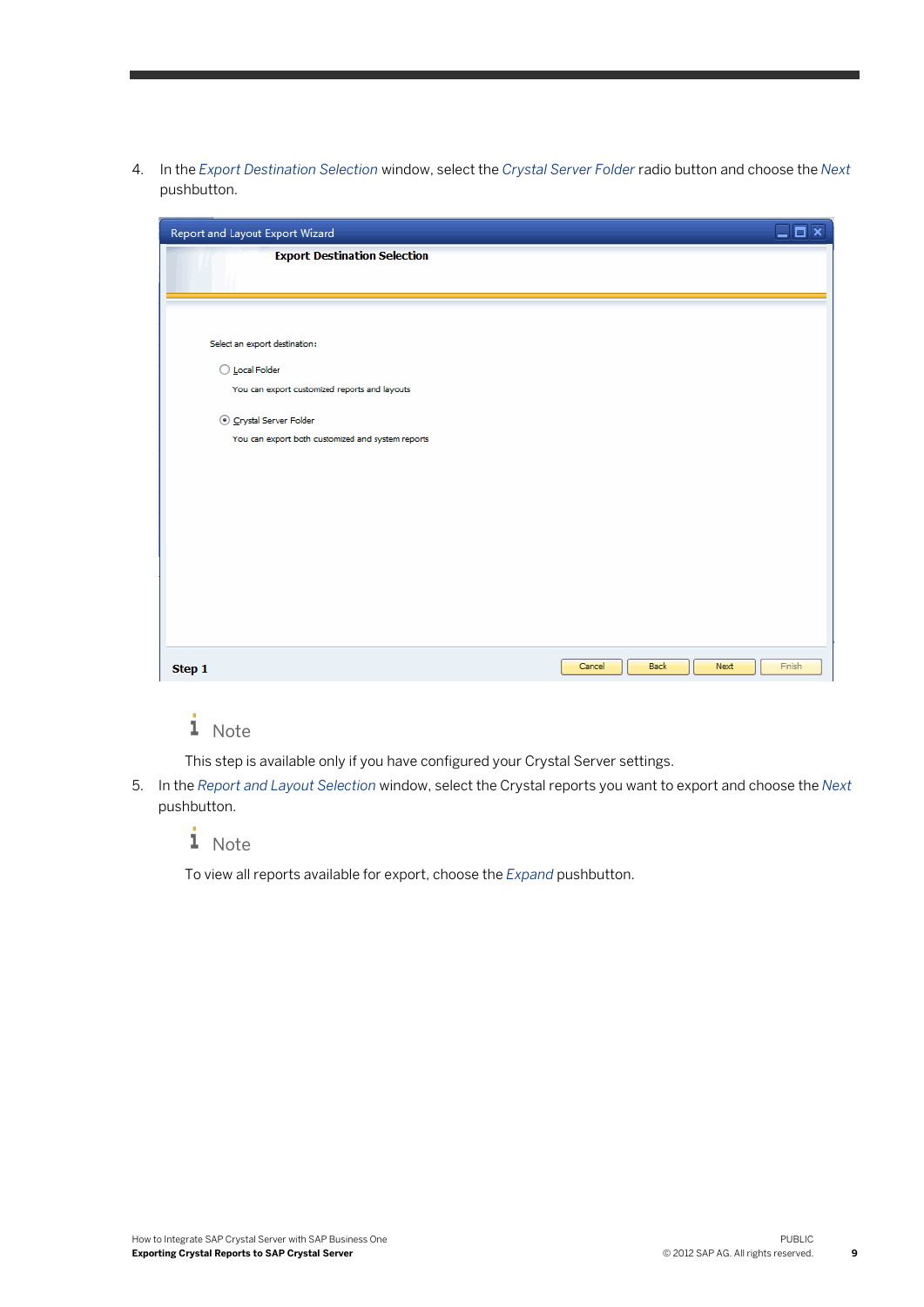4. In the *Export Destination Selection* window, select the *Crystal Server Folder* radio button and choose the *Next* pushbutton.

   > **Note**
   >
   > This step is available only if you have configured your Crystal Server settings.

5. In the *Report and Layout Selection* window, select the Crystal reports you want to export and choose the *Next* pushbutton.

   > **Note**
   >
   > To view all reports available for export, choose the *Expand* pushbutton.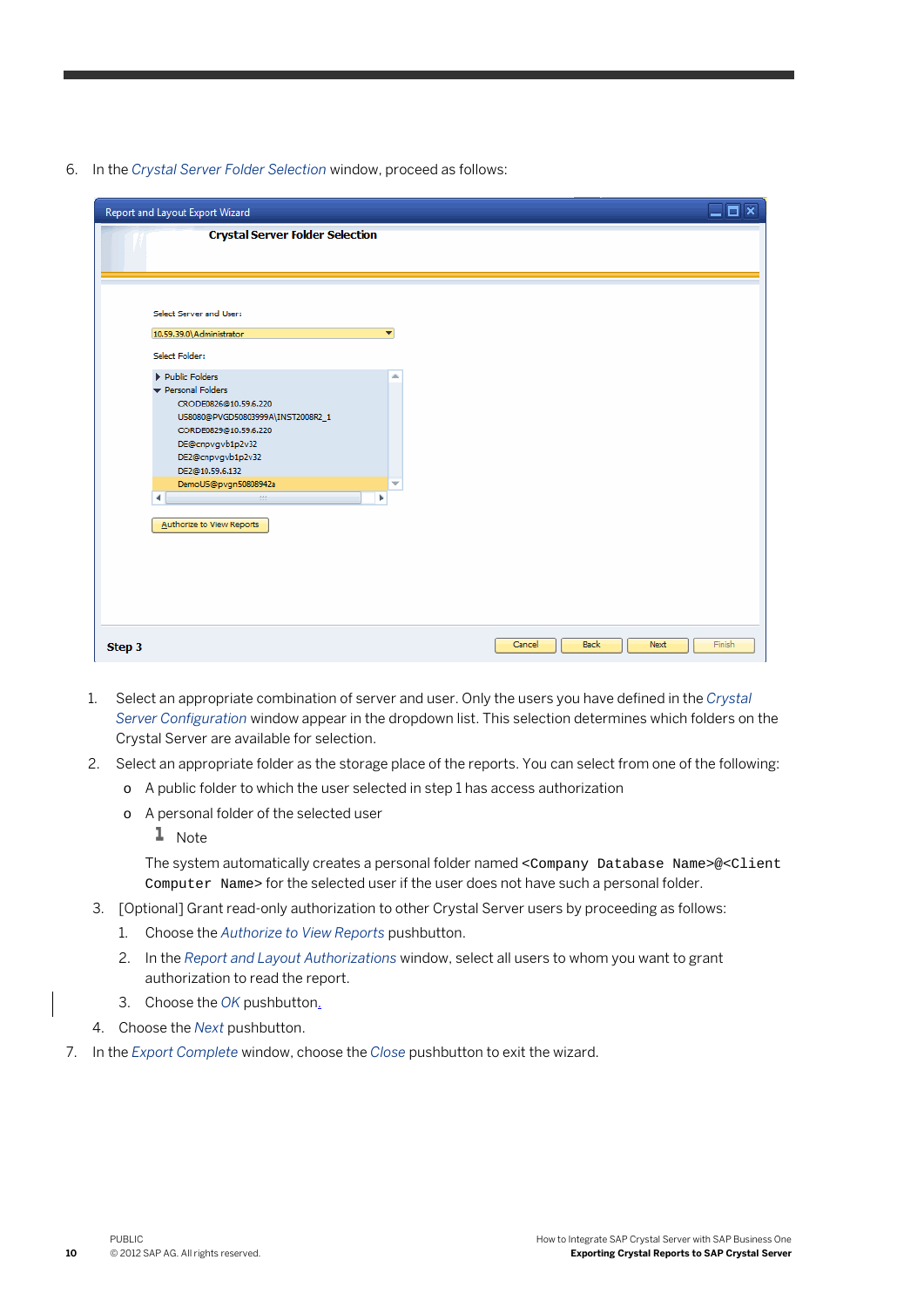6. In the *Crystal Server Folder Selection* window, proceed as follows:

   1. Select an appropriate combination of server and user. Only the users you have defined in the *Crystal Server Configuration* window appear in the dropdown list. This selection determines which folders on the Crystal Server are available for selection.
   2. Select an appropriate folder as the storage place of the reports. You can select from one of the following:
      - A public folder to which the user selected in step 1 has access authorization
      - A personal folder of the selected user

        Note

        The system automatically creates a personal folder named `<Company Database Name>@<Client Computer Name>` for the selected user if the user does not have such a personal folder.
   3. [Optional] Grant read-only authorization to other Crystal Server users by proceeding as follows:
      1. Choose the *Authorize to View Reports* pushbutton.
      2. In the *Report and Layout Authorizations* window, select all users to whom you want to grant authorization to read the report.
      3. Choose the *OK* pushbutton.
   4. Choose the *Next* pushbutton.
7. In the *Export Complete* window, choose the *Close* pushbutton to exit the wizard.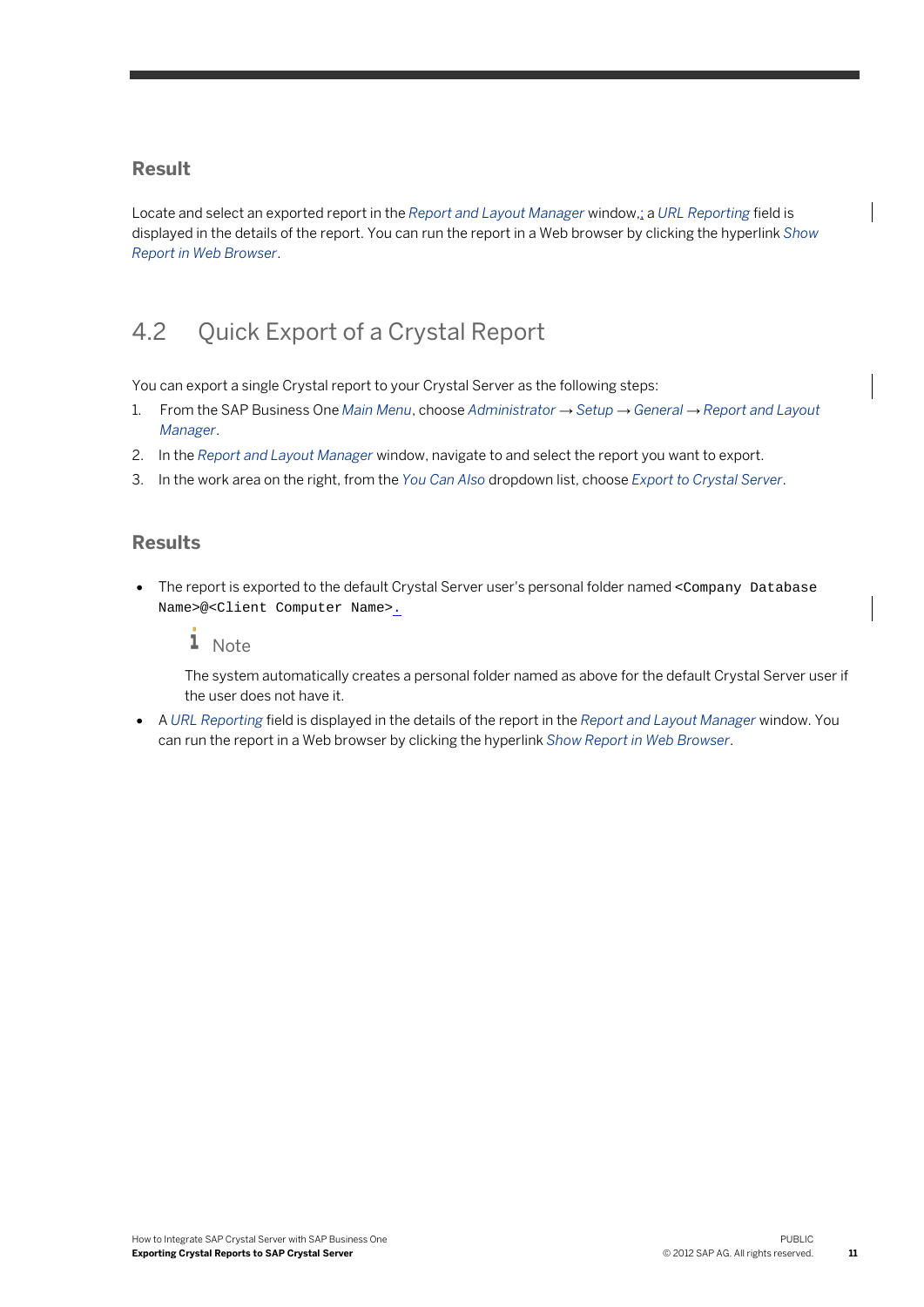### Result

Locate and select an exported report in the *Report and Layout Manager* window,; a *URL Reporting* field is displayed in the details of the report. You can run the report in a Web browser by clicking the hyperlink *Show Report in Web Browser*.

## 4.2 Quick Export of a Crystal Report

You can export a single Crystal report to your Crystal Server as the following steps:

1. From the SAP Business One *Main Menu*, choose *Administrator* → *Setup* → *General* → *Report and Layout Manager*.
2. In the *Report and Layout Manager* window, navigate to and select the report you want to export.
3. In the work area on the right, from the *You Can Also* dropdown list, choose *Export to Crystal Server*.

### Results

- The report is exported to the default Crystal Server user's personal folder named `<Company Database Name>@<Client Computer Name>`.

  **Note**

  The system automatically creates a personal folder named as above for the default Crystal Server user if the user does not have it.

- A *URL Reporting* field is displayed in the details of the report in the *Report and Layout Manager* window. You can run the report in a Web browser by clicking the hyperlink *Show Report in Web Browser*.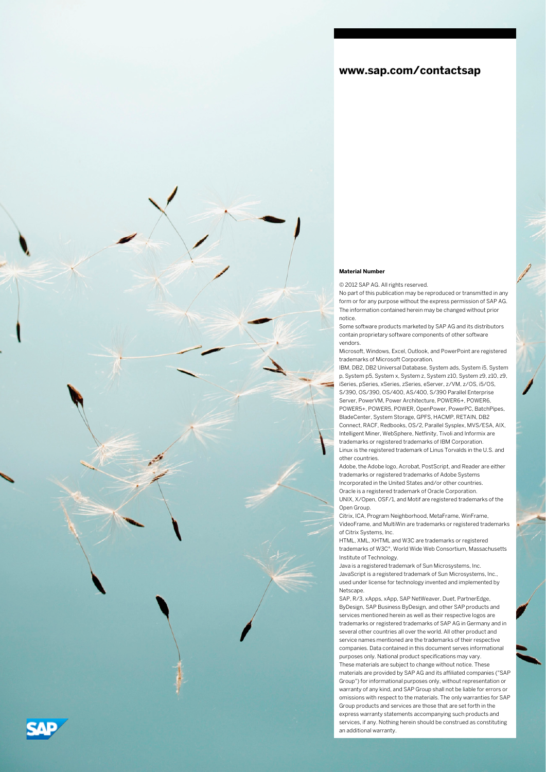**www.sap.com/contactsap**

**Material Number**

© 2012 SAP AG. All rights reserved.

No part of this publication may be reproduced or transmitted in any form or for any purpose without the express permission of SAP AG. The information contained herein may be changed without prior notice.

Some software products marketed by SAP AG and its distributors contain proprietary software components of other software vendors.

Microsoft, Windows, Excel, Outlook, and PowerPoint are registered trademarks of Microsoft Corporation.

IBM, DB2, DB2 Universal Database, System ads, System i5, System p, System p5, System x, System z, System z10, System z9, z10, z9, iSeries, pSeries, xSeries, zSeries, eServer, z/VM, z/OS, i5/OS, S/390, OS/390, OS/400, AS/400, S/390 Parallel Enterprise Server, PowerVM, Power Architecture, POWER6+, POWER6, POWER5+, POWER5, POWER, OpenPower, PowerPC, BatchPipes, BladeCenter, System Storage, GPFS, HACMP, RETAIN, DB2 Connect, RACF, Redbooks, OS/2, Parallel Sysplex, MVS/ESA, AIX, Intelligent Miner, WebSphere, Netfinity, Tivoli and Informix are trademarks or registered trademarks of IBM Corporation.

Linux is the registered trademark of Linus Torvalds in the U.S. and other countries.

Adobe, the Adobe logo, Acrobat, PostScript, and Reader are either trademarks or registered trademarks of Adobe Systems Incorporated in the United States and/or other countries.

Oracle is a registered trademark of Oracle Corporation.

UNIX, X/Open, OSF/1, and Motif are registered trademarks of the Open Group.

Citrix, ICA, Program Neighborhood, MetaFrame, WinFrame, VideoFrame, and MultiWin are trademarks or registered trademarks of Citrix Systems, Inc.

HTML, XML, XHTML and W3C are trademarks or registered trademarks of W3C®, World Wide Web Consortium, Massachusetts Institute of Technology.

Java is a registered trademark of Sun Microsystems, Inc.

JavaScript is a registered trademark of Sun Microsystems, Inc., used under license for technology invented and implemented by Netscape.

SAP, R/3, xApps, xApp, SAP NetWeaver, Duet, PartnerEdge, ByDesign, SAP Business ByDesign, and other SAP products and services mentioned herein as well as their respective logos are trademarks or registered trademarks of SAP AG in Germany and in several other countries all over the world. All other product and service names mentioned are the trademarks of their respective companies. Data contained in this document serves informational purposes only. National product specifications may vary.

These materials are subject to change without notice. These materials are provided by SAP AG and its affiliated companies ("SAP Group") for informational purposes only, without representation or warranty of any kind, and SAP Group shall not be liable for errors or omissions with respect to the materials. The only warranties for SAP Group products and services are those that are set forth in the express warranty statements accompanying such products and services, if any. Nothing herein should be construed as constituting an additional warranty.